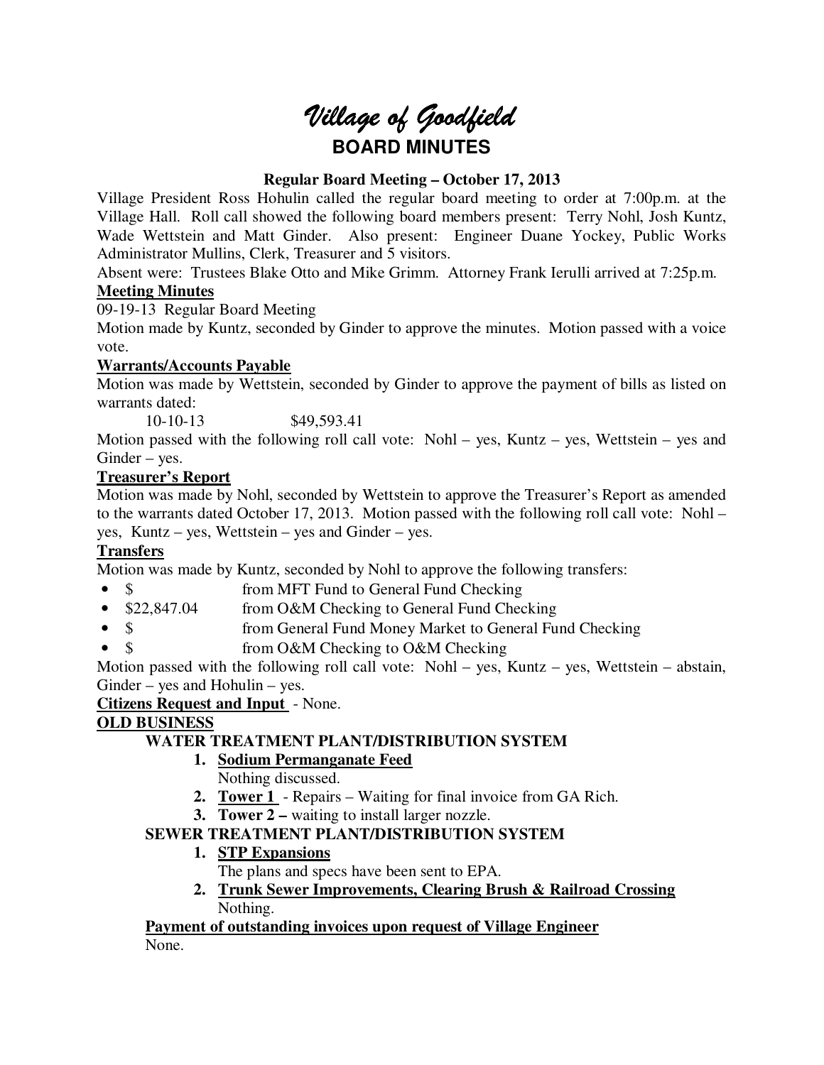# *Village of Goodfield*

## BOARD MINUTES

**Regular Board Meeting – October 17, 2013**

Village President Ross Hohulin called the regular board meeting to order at 7:00p.m. at the Village Hall. Roll call showed the following board members present: Terry Nohl, Josh Kuntz, Wade Wettstein and Matt Ginder. Also present: Engineer Duane Yockey, Public Works Administrator Mullins, Clerk, Treasurer and 5 visitors.

Absent were: Trustees Blake Otto and Mike Grimm. Attorney Frank Ierulli arrived at 7:25p.m.

**<u>Meeting Minutes</u>**

09-19-13 Regular Board Meeting

Motion made by Kuntz, seconded by Ginder to approve the minutes. Motion passed with a voice vote.

**<u>Warrants/Accounts Payable</u>**

Motion was made by Wettstein, seconded by Ginder to approve the payment of bills as listed on warrants dated:

10-10-13 $49,593.41

Motion passed with the following roll call vote: Nohl – yes, Kuntz – yes, Wettstein – yes and Ginder – yes.

**<u>Treasurer's Report</u>**

Motion was made by Nohl, seconded by Wettstein to approve the Treasurer's Report as amended to the warrants dated October 17, 2013. Motion passed with the following roll call vote: Nohl – yes, Kuntz – yes, Wettstein – yes and Ginder – yes.

**<u>Transfers</u>**

Motion was made by Kuntz, seconded by Nohl to approve the following transfers:

- $ from MFT Fund to General Fund Checking
- $22,847.04 from O&M Checking to General Fund Checking
- $ from General Fund Money Market to General Fund Checking
- $ from O&M Checking to O&M Checking

Motion passed with the following roll call vote: Nohl – yes, Kuntz – yes, Wettstein – abstain, Ginder – yes and Hohulin – yes.

**<u>Citizens Request and Input</u>** - None.

**<u>OLD BUSINESS</u>**

**WATER TREATMENT PLANT/DISTRIBUTION SYSTEM**

1. **<u>Sodium Permanganate Feed</u>**
   Nothing discussed.
2. **<u>Tower 1</u>** - Repairs – Waiting for final invoice from GA Rich.
3. **Tower 2 –** waiting to install larger nozzle.

**SEWER TREATMENT PLANT/DISTRIBUTION SYSTEM**

1. **<u>STP Expansions</u>**
   The plans and specs have been sent to EPA.
2. **<u>Trunk Sewer Improvements, Clearing Brush & Railroad Crossing</u>**
   Nothing.

**<u>Payment of outstanding invoices upon request of Village Engineer</u>**

None.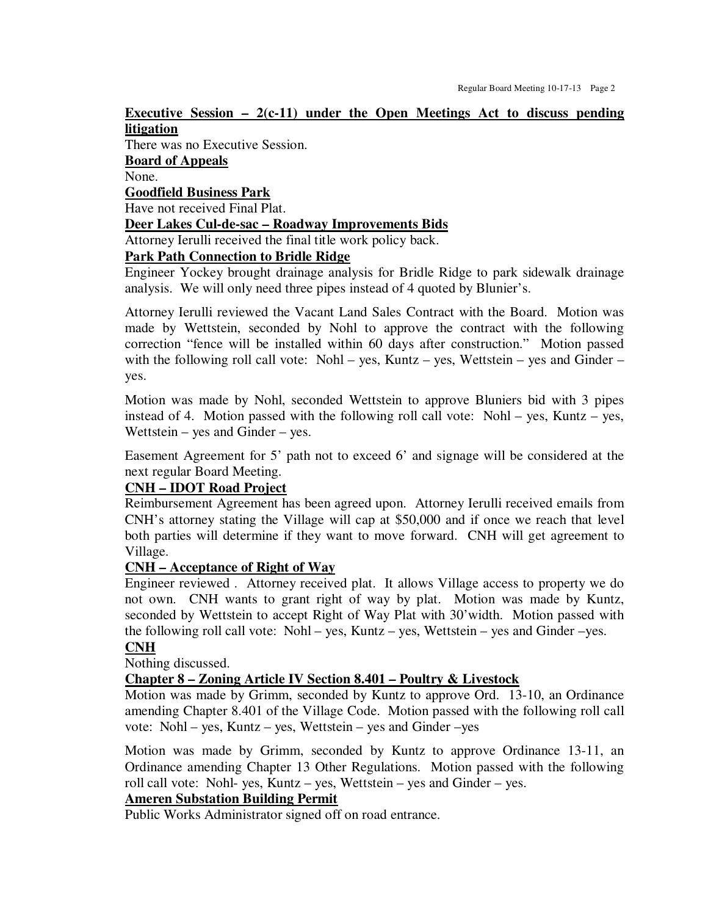**Executive Session – 2(c-11) under the Open Meetings Act to discuss pending litigation**

There was no Executive Session.

**Board of Appeals**

None.

**Goodfield Business Park**

Have not received Final Plat.

**Deer Lakes Cul-de-sac – Roadway Improvements Bids**

Attorney Ierulli received the final title work policy back.

**Park Path Connection to Bridle Ridge**

Engineer Yockey brought drainage analysis for Bridle Ridge to park sidewalk drainage analysis. We will only need three pipes instead of 4 quoted by Blunier's.

Attorney Ierulli reviewed the Vacant Land Sales Contract with the Board. Motion was made by Wettstein, seconded by Nohl to approve the contract with the following correction "fence will be installed within 60 days after construction." Motion passed with the following roll call vote: Nohl – yes, Kuntz – yes, Wettstein – yes and Ginder – yes.

Motion was made by Nohl, seconded Wettstein to approve Bluniers bid with 3 pipes instead of 4. Motion passed with the following roll call vote: Nohl – yes, Kuntz – yes, Wettstein – yes and Ginder – yes.

Easement Agreement for 5' path not to exceed 6' and signage will be considered at the next regular Board Meeting.

**CNH – IDOT Road Project**

Reimbursement Agreement has been agreed upon. Attorney Ierulli received emails from CNH's attorney stating the Village will cap at $50,000 and if once we reach that level both parties will determine if they want to move forward. CNH will get agreement to Village.

**CNH – Acceptance of Right of Way**

Engineer reviewed . Attorney received plat. It allows Village access to property we do not own. CNH wants to grant right of way by plat. Motion was made by Kuntz, seconded by Wettstein to accept Right of Way Plat with 30'width. Motion passed with the following roll call vote: Nohl – yes, Kuntz – yes, Wettstein – yes and Ginder –yes.

**CNH**

Nothing discussed.

**Chapter 8 – Zoning Article IV Section 8.401 – Poultry & Livestock**

Motion was made by Grimm, seconded by Kuntz to approve Ord. 13-10, an Ordinance amending Chapter 8.401 of the Village Code. Motion passed with the following roll call vote: Nohl – yes, Kuntz – yes, Wettstein – yes and Ginder –yes

Motion was made by Grimm, seconded by Kuntz to approve Ordinance 13-11, an Ordinance amending Chapter 13 Other Regulations. Motion passed with the following roll call vote: Nohl- yes, Kuntz – yes, Wettstein – yes and Ginder – yes.

**Ameren Substation Building Permit**

Public Works Administrator signed off on road entrance.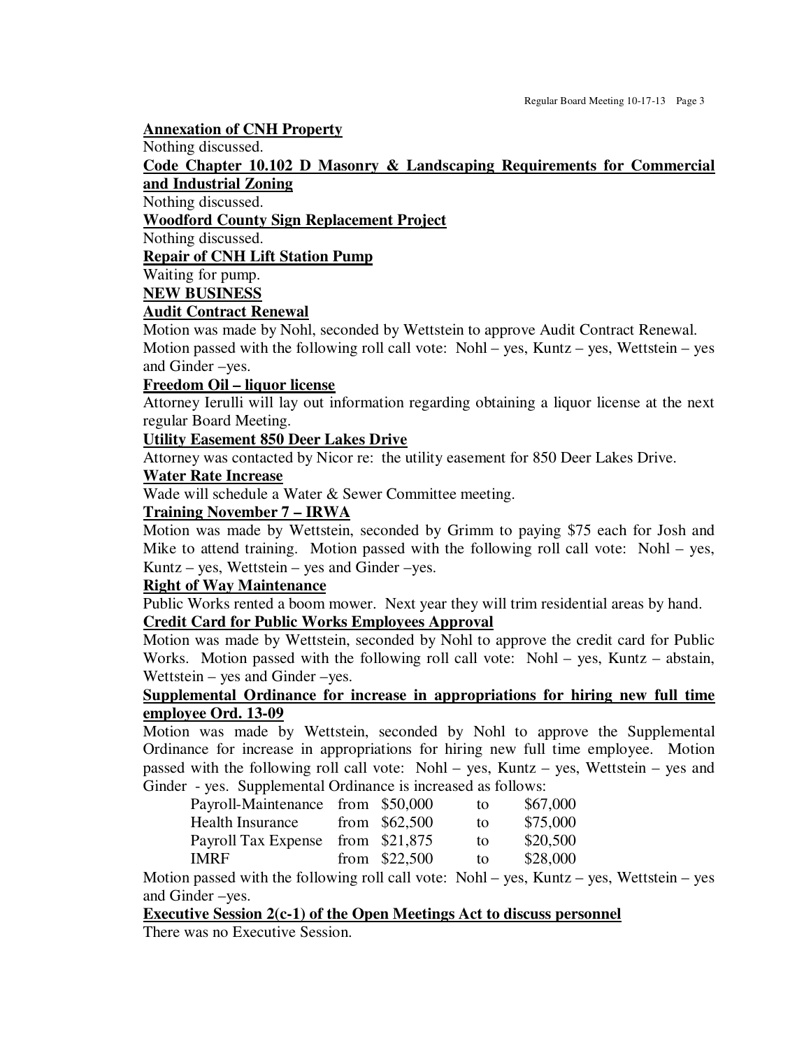**Annexation of CNH Property**

Nothing discussed.

**Code Chapter 10.102 D Masonry & Landscaping Requirements for Commercial and Industrial Zoning**

Nothing discussed.

**Woodford County Sign Replacement Project**

Nothing discussed.

**Repair of CNH Lift Station Pump**

Waiting for pump.

**NEW BUSINESS**

**Audit Contract Renewal**

Motion was made by Nohl, seconded by Wettstein to approve Audit Contract Renewal. Motion passed with the following roll call vote: Nohl – yes, Kuntz – yes, Wettstein – yes and Ginder –yes.

**Freedom Oil – liquor license**

Attorney Ierulli will lay out information regarding obtaining a liquor license at the next regular Board Meeting.

**Utility Easement 850 Deer Lakes Drive**

Attorney was contacted by Nicor re: the utility easement for 850 Deer Lakes Drive.

**Water Rate Increase**

Wade will schedule a Water & Sewer Committee meeting.

**Training November 7 – IRWA**

Motion was made by Wettstein, seconded by Grimm to paying $75 each for Josh and Mike to attend training. Motion passed with the following roll call vote: Nohl – yes, Kuntz – yes, Wettstein – yes and Ginder –yes.

**Right of Way Maintenance**

Public Works rented a boom mower. Next year they will trim residential areas by hand.

**Credit Card for Public Works Employees Approval**

Motion was made by Wettstein, seconded by Nohl to approve the credit card for Public Works. Motion passed with the following roll call vote: Nohl – yes, Kuntz – abstain, Wettstein – yes and Ginder –yes.

**Supplemental Ordinance for increase in appropriations for hiring new full time employee Ord. 13-09**

Motion was made by Wettstein, seconded by Nohl to approve the Supplemental Ordinance for increase in appropriations for hiring new full time employee. Motion passed with the following roll call vote: Nohl – yes, Kuntz – yes, Wettstein – yes and Ginder - yes. Supplemental Ordinance is increased as follows:

| | | | | |
|---|---|---|---|---|
| Payroll-Maintenance | from | $50,000 | to | $67,000 |
| Health Insurance | from | $62,500 | to | $75,000 |
| Payroll Tax Expense | from | $21,875 | to | $20,500 |
| IMRF | from | $22,500 | to | $28,000 |

Motion passed with the following roll call vote: Nohl – yes, Kuntz – yes, Wettstein – yes and Ginder –yes.

**Executive Session 2(c-1) of the Open Meetings Act to discuss personnel**

There was no Executive Session.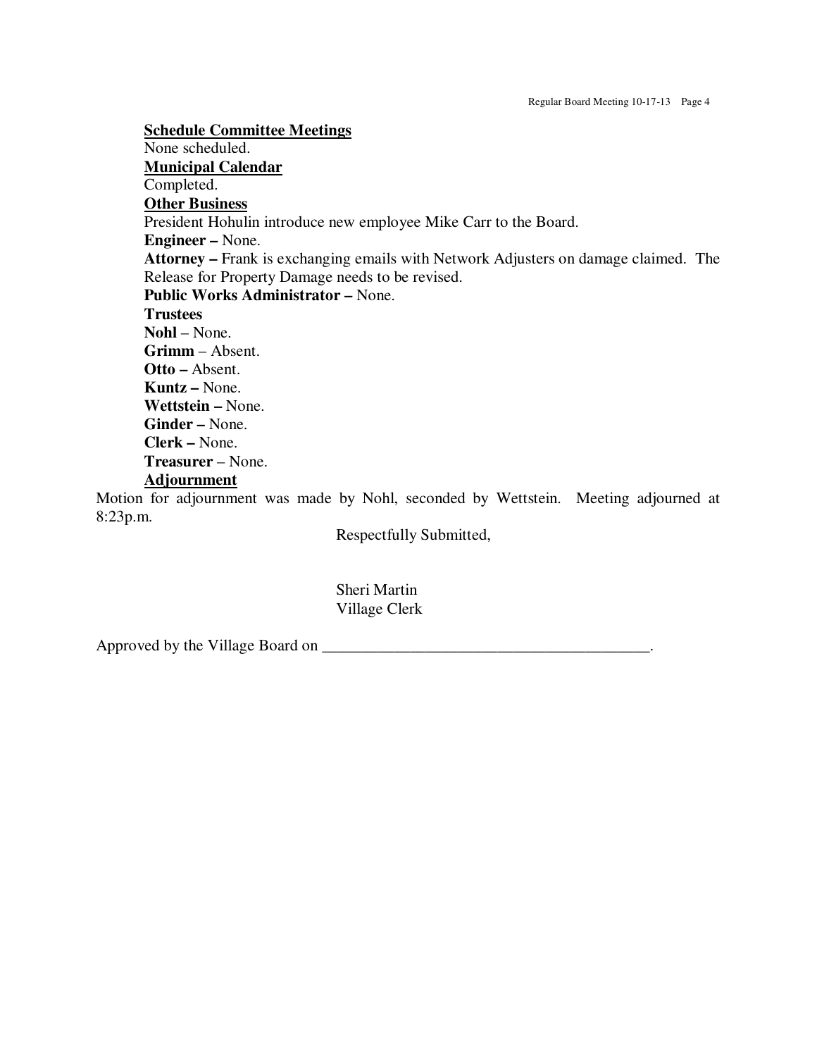**Schedule Committee Meetings**
None scheduled.
**Municipal Calendar**
Completed.
**Other Business**
President Hohulin introduce new employee Mike Carr to the Board.
**Engineer –** None.
**Attorney –** Frank is exchanging emails with Network Adjusters on damage claimed. The Release for Property Damage needs to be revised.
**Public Works Administrator –** None.
**Trustees**
**Nohl** – None.
**Grimm** – Absent.
**Otto –** Absent.
**Kuntz –** None.
**Wettstein –** None.
**Ginder –** None.
**Clerk –** None.
**Treasurer** – None.
**Adjournment**
Motion for adjournment was made by Nohl, seconded by Wettstein. Meeting adjourned at 8:23p.m.

Respectfully Submitted,

Sheri Martin
Village Clerk

Approved by the Village Board on ___________________________________________.